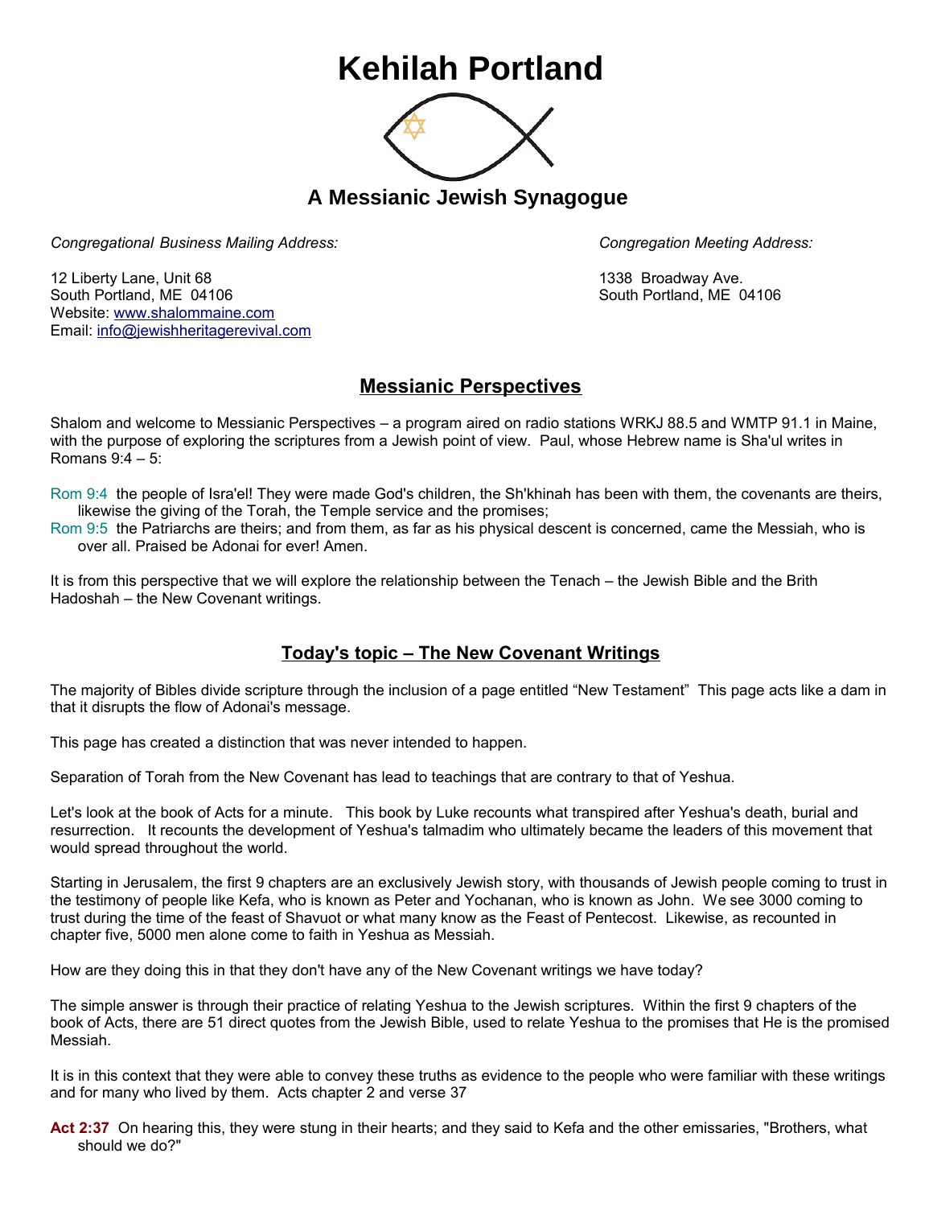# Kehilah Portland

## A Messianic Jewish Synagogue

*Congregational Business Mailing Address:*

12 Liberty Lane, Unit 68
South Portland, ME 04106
Website: www.shalommaine.com
Email: info@jewishheritagerevival.com

*Congregation Meeting Address:*

1338 Broadway Ave.
South Portland, ME 04106

## Messianic Perspectives

Shalom and welcome to Messianic Perspectives – a program aired on radio stations WRKJ 88.5 and WMTP 91.1 in Maine, with the purpose of exploring the scriptures from a Jewish point of view. Paul, whose Hebrew name is Sha'ul writes in Romans 9:4 – 5:

Rom 9:4 the people of Isra'el! They were made God's children, the Sh'khinah has been with them, the covenants are theirs, likewise the giving of the Torah, the Temple service and the promises;
Rom 9:5 the Patriarchs are theirs; and from them, as far as his physical descent is concerned, came the Messiah, who is over all. Praised be Adonai for ever! Amen.

It is from this perspective that we will explore the relationship between the Tenach – the Jewish Bible and the Brith Hadoshah – the New Covenant writings.

## Today's topic – The New Covenant Writings

The majority of Bibles divide scripture through the inclusion of a page entitled “New Testament” This page acts like a dam in that it disrupts the flow of Adonai's message.

This page has created a distinction that was never intended to happen.

Separation of Torah from the New Covenant has lead to teachings that are contrary to that of Yeshua.

Let's look at the book of Acts for a minute. This book by Luke recounts what transpired after Yeshua's death, burial and resurrection. It recounts the development of Yeshua's talmadim who ultimately became the leaders of this movement that would spread throughout the world.

Starting in Jerusalem, the first 9 chapters are an exclusively Jewish story, with thousands of Jewish people coming to trust in the testimony of people like Kefa, who is known as Peter and Yochanan, who is known as John. We see 3000 coming to trust during the time of the feast of Shavuot or what many know as the Feast of Pentecost. Likewise, as recounted in chapter five, 5000 men alone come to faith in Yeshua as Messiah.

How are they doing this in that they don't have any of the New Covenant writings we have today?

The simple answer is through their practice of relating Yeshua to the Jewish scriptures. Within the first 9 chapters of the book of Acts, there are 51 direct quotes from the Jewish Bible, used to relate Yeshua to the promises that He is the promised Messiah.

It is in this context that they were able to convey these truths as evidence to the people who were familiar with these writings and for many who lived by them. Acts chapter 2 and verse 37

**Act 2:37** On hearing this, they were stung in their hearts; and they said to Kefa and the other emissaries, "Brothers, what should we do?"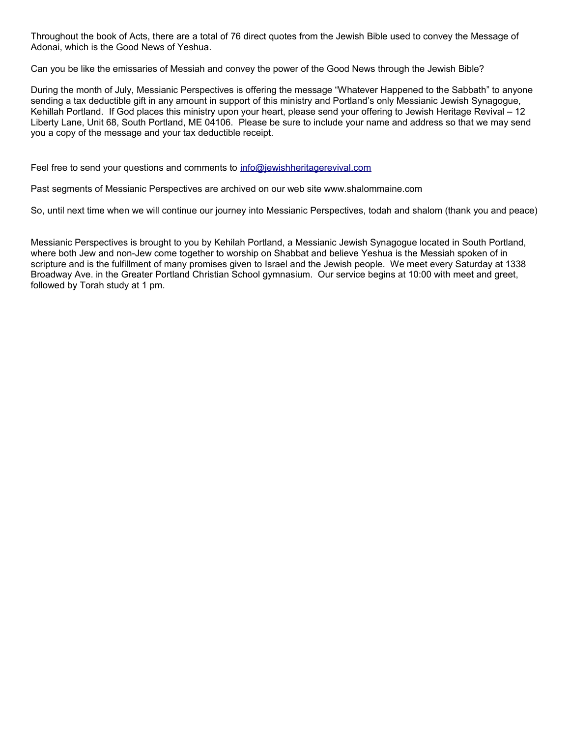Throughout the book of Acts, there are a total of 76 direct quotes from the Jewish Bible used to convey the Message of Adonai, which is the Good News of Yeshua.

Can you be like the emissaries of Messiah and convey the power of the Good News through the Jewish Bible?

During the month of July, Messianic Perspectives is offering the message "Whatever Happened to the Sabbath" to anyone sending a tax deductible gift in any amount in support of this ministry and Portland's only Messianic Jewish Synagogue, Kehillah Portland. If God places this ministry upon your heart, please send your offering to Jewish Heritage Revival – 12 Liberty Lane, Unit 68, South Portland, ME 04106. Please be sure to include your name and address so that we may send you a copy of the message and your tax deductible receipt.

Feel free to send your questions and comments to [info@jewishheritagerevival.com](mailto:info@jewishheritagerevival.com)

Past segments of Messianic Perspectives are archived on our web site www.shalommaine.com

So, until next time when we will continue our journey into Messianic Perspectives, todah and shalom (thank you and peace)

Messianic Perspectives is brought to you by Kehilah Portland, a Messianic Jewish Synagogue located in South Portland, where both Jew and non-Jew come together to worship on Shabbat and believe Yeshua is the Messiah spoken of in scripture and is the fulfillment of many promises given to Israel and the Jewish people. We meet every Saturday at 1338 Broadway Ave. in the Greater Portland Christian School gymnasium. Our service begins at 10:00 with meet and greet, followed by Torah study at 1 pm.